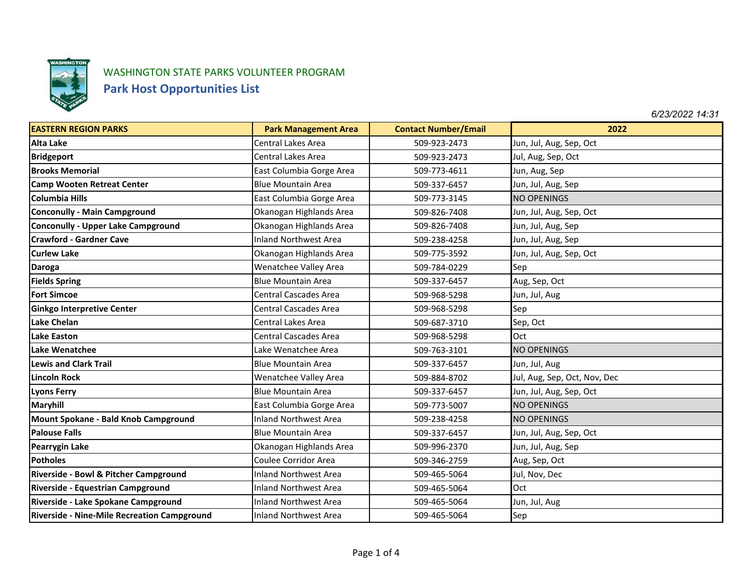WASHINGTON STATE PARKS VOLUNTEER PROGRAM

## Park Host Opportunities List

*6/23/2022 14:31*

| EASTERN REGION PARKS | Park Management Area | Contact Number/Email | 2022 |
|---|---|---|---|
| **Alta Lake** | Central Lakes Area | 509-923-2473 | Jun, Jul, Aug, Sep, Oct |
| **Bridgeport** | Central Lakes Area | 509-923-2473 | Jul, Aug, Sep, Oct |
| **Brooks Memorial** | East Columbia Gorge Area | 509-773-4611 | Jun, Aug, Sep |
| **Camp Wooten Retreat Center** | Blue Mountain Area | 509-337-6457 | Jun, Jul, Aug, Sep |
| **Columbia Hills** | East Columbia Gorge Area | 509-773-3145 | NO OPENINGS |
| **Conconully - Main Campground** | Okanogan Highlands Area | 509-826-7408 | Jun, Jul, Aug, Sep, Oct |
| **Conconully - Upper Lake Campground** | Okanogan Highlands Area | 509-826-7408 | Jun, Jul, Aug, Sep |
| **Crawford - Gardner Cave** | Inland Northwest Area | 509-238-4258 | Jun, Jul, Aug, Sep |
| **Curlew Lake** | Okanogan Highlands Area | 509-775-3592 | Jun, Jul, Aug, Sep, Oct |
| **Daroga** | Wenatchee Valley Area | 509-784-0229 | Sep |
| **Fields Spring** | Blue Mountain Area | 509-337-6457 | Aug, Sep, Oct |
| **Fort Simcoe** | Central Cascades Area | 509-968-5298 | Jun, Jul, Aug |
| **Ginkgo Interpretive Center** | Central Cascades Area | 509-968-5298 | Sep |
| **Lake Chelan** | Central Lakes Area | 509-687-3710 | Sep, Oct |
| **Lake Easton** | Central Cascades Area | 509-968-5298 | Oct |
| **Lake Wenatchee** | Lake Wenatchee Area | 509-763-3101 | NO OPENINGS |
| **Lewis and Clark Trail** | Blue Mountain Area | 509-337-6457 | Jun, Jul, Aug |
| **Lincoln Rock** | Wenatchee Valley Area | 509-884-8702 | Jul, Aug, Sep, Oct, Nov, Dec |
| **Lyons Ferry** | Blue Mountain Area | 509-337-6457 | Jun, Jul, Aug, Sep, Oct |
| **Maryhill** | East Columbia Gorge Area | 509-773-5007 | NO OPENINGS |
| **Mount Spokane - Bald Knob Campground** | Inland Northwest Area | 509-238-4258 | NO OPENINGS |
| **Palouse Falls** | Blue Mountain Area | 509-337-6457 | Jun, Jul, Aug, Sep, Oct |
| **Pearrygin Lake** | Okanogan Highlands Area | 509-996-2370 | Jun, Jul, Aug, Sep |
| **Potholes** | Coulee Corridor Area | 509-346-2759 | Aug, Sep, Oct |
| **Riverside - Bowl & Pitcher Campground** | Inland Northwest Area | 509-465-5064 | Jul, Nov, Dec |
| **Riverside - Equestrian Campground** | Inland Northwest Area | 509-465-5064 | Oct |
| **Riverside - Lake Spokane Campground** | Inland Northwest Area | 509-465-5064 | Jun, Jul, Aug |
| **Riverside - Nine-Mile Recreation Campground** | Inland Northwest Area | 509-465-5064 | Sep |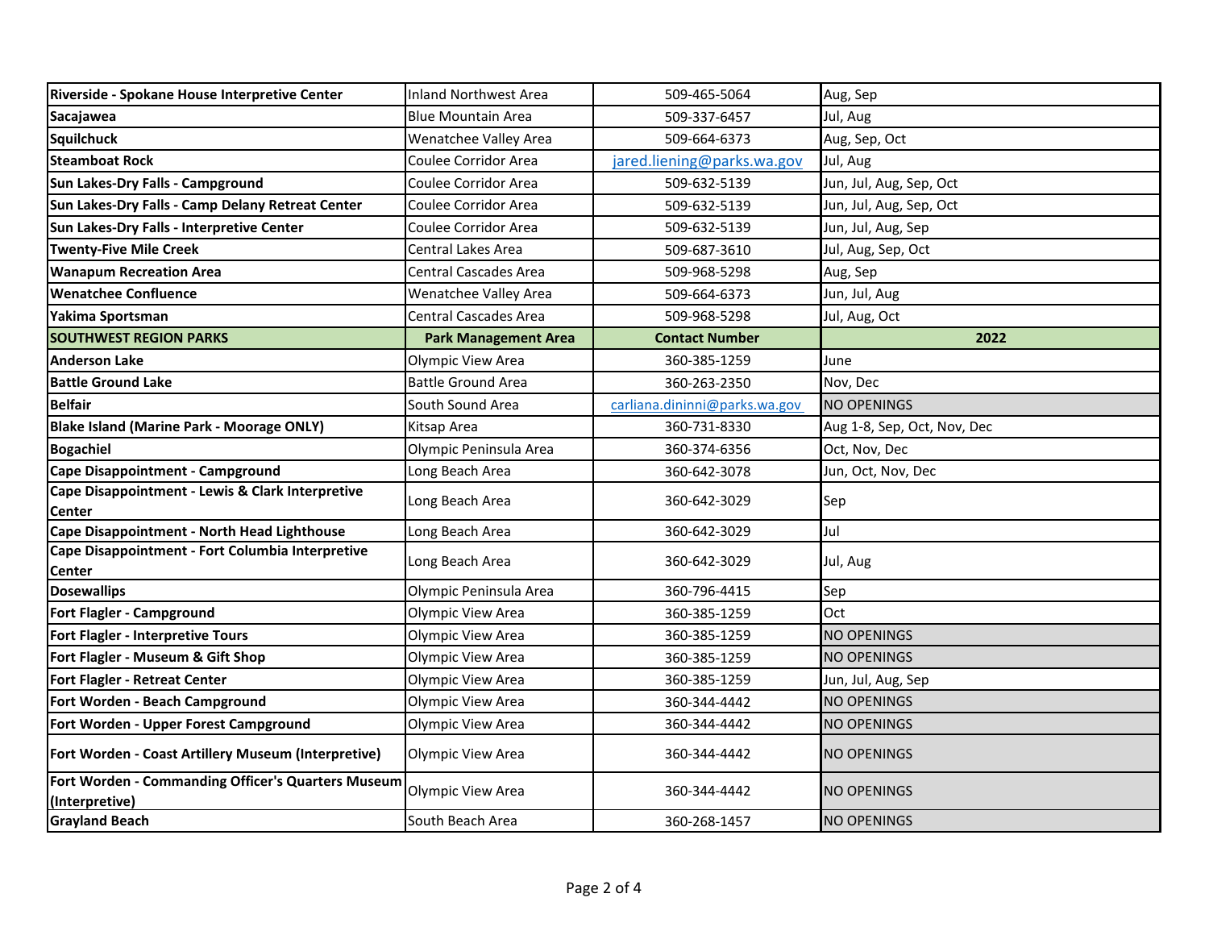| | | | |
|---|---|---|---|
| **Riverside - Spokane House Interpretive Center** | Inland Northwest Area | 509-465-5064 | Aug, Sep |
| **Sacajawea** | Blue Mountain Area | 509-337-6457 | Jul, Aug |
| **Squilchuck** | Wenatchee Valley Area | 509-664-6373 | Aug, Sep, Oct |
| **Steamboat Rock** | Coulee Corridor Area | jared.liening@parks.wa.gov | Jul, Aug |
| **Sun Lakes-Dry Falls - Campground** | Coulee Corridor Area | 509-632-5139 | Jun, Jul, Aug, Sep, Oct |
| **Sun Lakes-Dry Falls - Camp Delany Retreat Center** | Coulee Corridor Area | 509-632-5139 | Jun, Jul, Aug, Sep, Oct |
| **Sun Lakes-Dry Falls - Interpretive Center** | Coulee Corridor Area | 509-632-5139 | Jun, Jul, Aug, Sep |
| **Twenty-Five Mile Creek** | Central Lakes Area | 509-687-3610 | Jul, Aug, Sep, Oct |
| **Wanapum Recreation Area** | Central Cascades Area | 509-968-5298 | Aug, Sep |
| **Wenatchee Confluence** | Wenatchee Valley Area | 509-664-6373 | Jun, Jul, Aug |
| **Yakima Sportsman** | Central Cascades Area | 509-968-5298 | Jul, Aug, Oct |
| **SOUTHWEST REGION PARKS** | **Park Management Area** | **Contact Number** | **2022** |
| **Anderson Lake** | Olympic View Area | 360-385-1259 | June |
| **Battle Ground Lake** | Battle Ground Area | 360-263-2350 | Nov, Dec |
| **Belfair** | South Sound Area | carliana.dininni@parks.wa.gov | NO OPENINGS |
| **Blake Island (Marine Park - Moorage ONLY)** | Kitsap Area | 360-731-8330 | Aug 1-8, Sep, Oct, Nov, Dec |
| **Bogachiel** | Olympic Peninsula Area | 360-374-6356 | Oct, Nov, Dec |
| **Cape Disappointment - Campground** | Long Beach Area | 360-642-3078 | Jun, Oct, Nov, Dec |
| **Cape Disappointment - Lewis & Clark Interpretive Center** | Long Beach Area | 360-642-3029 | Sep |
| **Cape Disappointment - North Head Lighthouse** | Long Beach Area | 360-642-3029 | Jul |
| **Cape Disappointment - Fort Columbia Interpretive Center** | Long Beach Area | 360-642-3029 | Jul, Aug |
| **Dosewallips** | Olympic Peninsula Area | 360-796-4415 | Sep |
| **Fort Flagler - Campground** | Olympic View Area | 360-385-1259 | Oct |
| **Fort Flagler - Interpretive Tours** | Olympic View Area | 360-385-1259 | NO OPENINGS |
| **Fort Flagler - Museum & Gift Shop** | Olympic View Area | 360-385-1259 | NO OPENINGS |
| **Fort Flagler - Retreat Center** | Olympic View Area | 360-385-1259 | Jun, Jul, Aug, Sep |
| **Fort Worden - Beach Campground** | Olympic View Area | 360-344-4442 | NO OPENINGS |
| **Fort Worden - Upper Forest Campground** | Olympic View Area | 360-344-4442 | NO OPENINGS |
| **Fort Worden - Coast Artillery Museum (Interpretive)** | Olympic View Area | 360-344-4442 | NO OPENINGS |
| **Fort Worden - Commanding Officer's Quarters Museum (Interpretive)** | Olympic View Area | 360-344-4442 | NO OPENINGS |
| **Grayland Beach** | South Beach Area | 360-268-1457 | NO OPENINGS |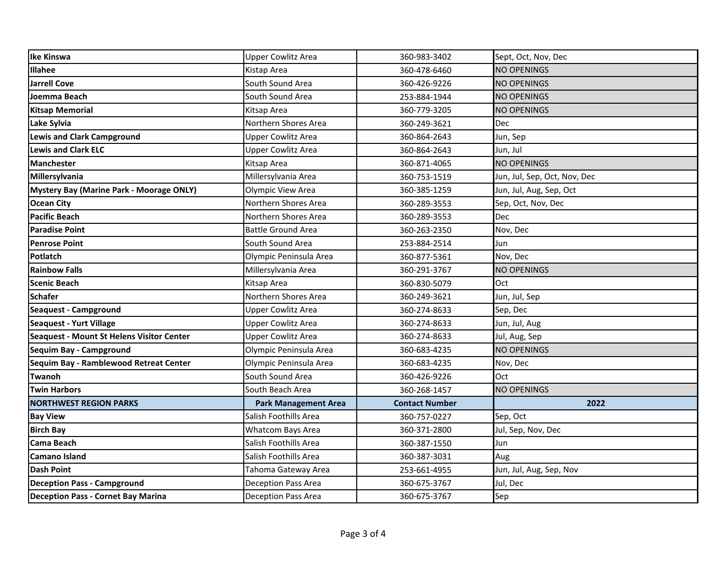| | | | |
|---|---|---|---|
| **Ike Kinswa** | Upper Cowlitz Area | 360-983-3402 | Sept, Oct, Nov, Dec |
| **Illahee** | Kistap Area | 360-478-6460 | NO OPENINGS |
| **Jarrell Cove** | South Sound Area | 360-426-9226 | NO OPENINGS |
| **Joemma Beach** | South Sound Area | 253-884-1944 | NO OPENINGS |
| **Kitsap Memorial** | Kitsap Area | 360-779-3205 | NO OPENINGS |
| **Lake Sylvia** | Northern Shores Area | 360-249-3621 | Dec |
| **Lewis and Clark Campground** | Upper Cowlitz Area | 360-864-2643 | Jun, Sep |
| **Lewis and Clark ELC** | Upper Cowlitz Area | 360-864-2643 | Jun, Jul |
| **Manchester** | Kitsap Area | 360-871-4065 | NO OPENINGS |
| **Millersylvania** | Millersylvania Area | 360-753-1519 | Jun, Jul, Sep, Oct, Nov, Dec |
| **Mystery Bay (Marine Park - Moorage ONLY)** | Olympic View Area | 360-385-1259 | Jun, Jul, Aug, Sep, Oct |
| **Ocean City** | Northern Shores Area | 360-289-3553 | Sep, Oct, Nov, Dec |
| **Pacific Beach** | Northern Shores Area | 360-289-3553 | Dec |
| **Paradise Point** | Battle Ground Area | 360-263-2350 | Nov, Dec |
| **Penrose Point** | South Sound Area | 253-884-2514 | Jun |
| **Potlatch** | Olympic Peninsula Area | 360-877-5361 | Nov, Dec |
| **Rainbow Falls** | Millersylvania Area | 360-291-3767 | NO OPENINGS |
| **Scenic Beach** | Kitsap Area | 360-830-5079 | Oct |
| **Schafer** | Northern Shores Area | 360-249-3621 | Jun, Jul, Sep |
| **Seaquest - Campground** | Upper Cowlitz Area | 360-274-8633 | Sep, Dec |
| **Seaquest - Yurt Village** | Upper Cowlitz Area | 360-274-8633 | Jun, Jul, Aug |
| **Seaquest - Mount St Helens Visitor Center** | Upper Cowlitz Area | 360-274-8633 | Jul, Aug, Sep |
| **Sequim Bay - Campground** | Olympic Peninsula Area | 360-683-4235 | NO OPENINGS |
| **Sequim Bay - Ramblewood Retreat Center** | Olympic Peninsula Area | 360-683-4235 | Nov, Dec |
| **Twanoh** | South Sound Area | 360-426-9226 | Oct |
| **Twin Harbors** | South Beach Area | 360-268-1457 | NO OPENINGS |
| **NORTHWEST REGION PARKS** | **Park Management Area** | **Contact Number** | **2022** |
| **Bay View** | Salish Foothills Area | 360-757-0227 | Sep, Oct |
| **Birch Bay** | Whatcom Bays Area | 360-371-2800 | Jul, Sep, Nov, Dec |
| **Cama Beach** | Salish Foothills Area | 360-387-1550 | Jun |
| **Camano Island** | Salish Foothills Area | 360-387-3031 | Aug |
| **Dash Point** | Tahoma Gateway Area | 253-661-4955 | Jun, Jul, Aug, Sep, Nov |
| **Deception Pass - Campground** | Deception Pass Area | 360-675-3767 | Jul, Dec |
| **Deception Pass - Cornet Bay Marina** | Deception Pass Area | 360-675-3767 | Sep |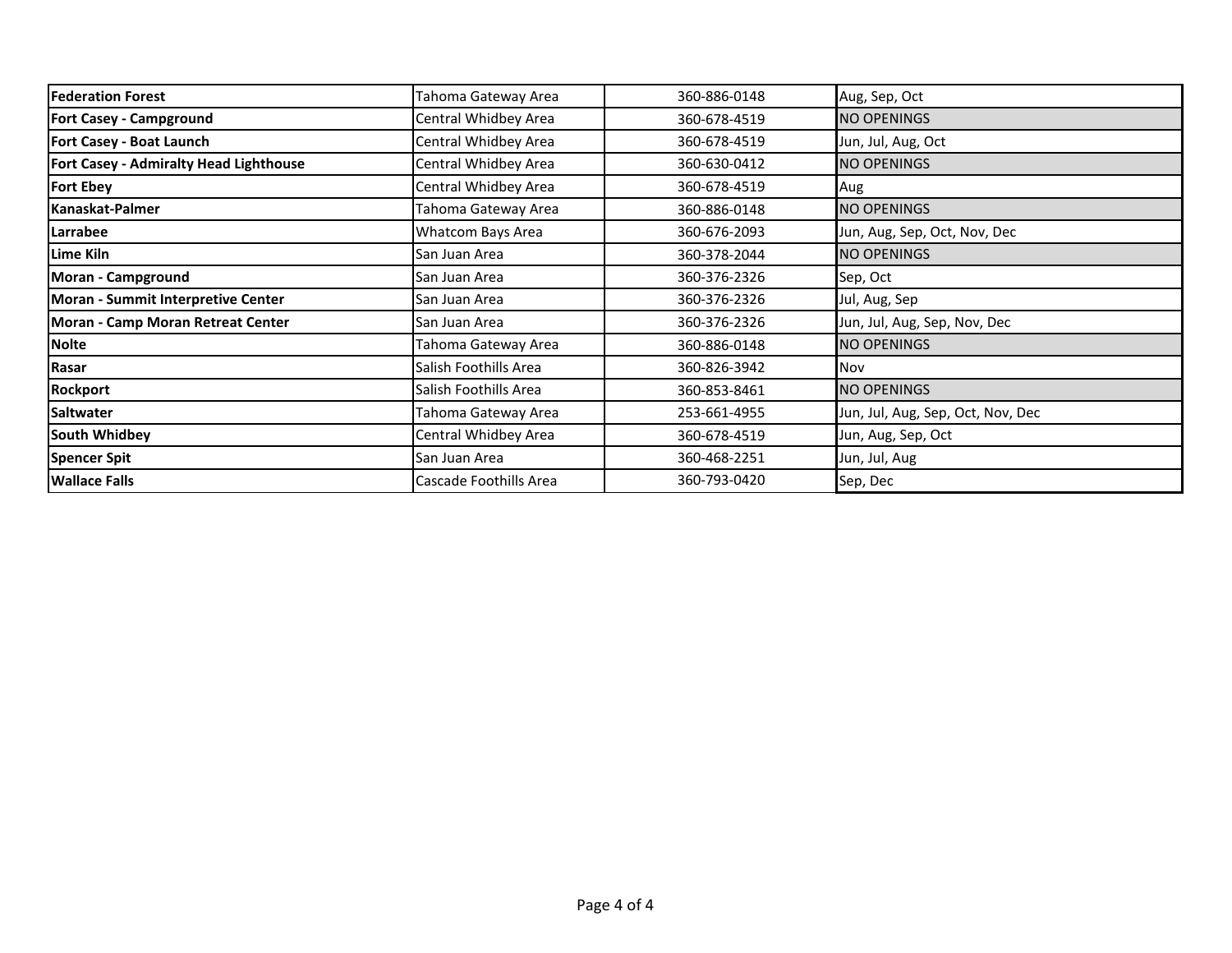| | | | |
|---|---|---|---|
| **Federation Forest** | Tahoma Gateway Area | 360-886-0148 | Aug, Sep, Oct |
| **Fort Casey - Campground** | Central Whidbey Area | 360-678-4519 | NO OPENINGS |
| **Fort Casey - Boat Launch** | Central Whidbey Area | 360-678-4519 | Jun, Jul, Aug, Oct |
| **Fort Casey - Admiralty Head Lighthouse** | Central Whidbey Area | 360-630-0412 | NO OPENINGS |
| **Fort Ebey** | Central Whidbey Area | 360-678-4519 | Aug |
| **Kanaskat-Palmer** | Tahoma Gateway Area | 360-886-0148 | NO OPENINGS |
| **Larrabee** | Whatcom Bays Area | 360-676-2093 | Jun, Aug, Sep, Oct, Nov, Dec |
| **Lime Kiln** | San Juan Area | 360-378-2044 | NO OPENINGS |
| **Moran - Campground** | San Juan Area | 360-376-2326 | Sep, Oct |
| **Moran - Summit Interpretive Center** | San Juan Area | 360-376-2326 | Jul, Aug, Sep |
| **Moran - Camp Moran Retreat Center** | San Juan Area | 360-376-2326 | Jun, Jul, Aug, Sep, Nov, Dec |
| **Nolte** | Tahoma Gateway Area | 360-886-0148 | NO OPENINGS |
| **Rasar** | Salish Foothills Area | 360-826-3942 | Nov |
| **Rockport** | Salish Foothills Area | 360-853-8461 | NO OPENINGS |
| **Saltwater** | Tahoma Gateway Area | 253-661-4955 | Jun, Jul, Aug, Sep, Oct, Nov, Dec |
| **South Whidbey** | Central Whidbey Area | 360-678-4519 | Jun, Aug, Sep, Oct |
| **Spencer Spit** | San Juan Area | 360-468-2251 | Jun, Jul, Aug |
| **Wallace Falls** | Cascade Foothills Area | 360-793-0420 | Sep, Dec |